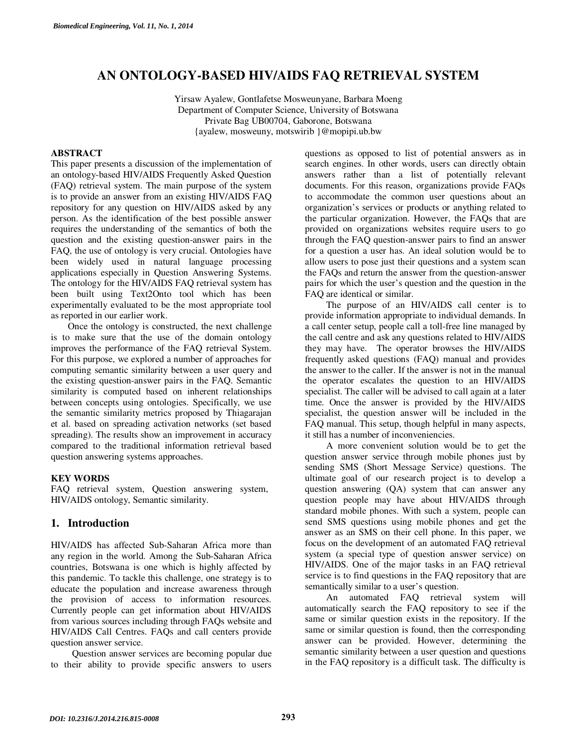# AN ONTOLOGY-BASED HIV/AIDS FAQ RETRIEVAL SYSTEM

Yirsaw Ayalew, Gontlafetse Mosweunyane, Barbara Moeng
Department of Computer Science, University of Botswana
Private Bag UB00704, Gaborone, Botswana
{ayalew, mosweuny, motswirib }@mopipi.ub.bw

## ABSTRACT

This paper presents a discussion of the implementation of an ontology-based HIV/AIDS Frequently Asked Question (FAQ) retrieval system. The main purpose of the system is to provide an answer from an existing HIV/AIDS FAQ repository for any question on HIV/AIDS asked by any person. As the identification of the best possible answer requires the understanding of the semantics of both the question and the existing question-answer pairs in the FAQ, the use of ontology is very crucial. Ontologies have been widely used in natural language processing applications especially in Question Answering Systems. The ontology for the HIV/AIDS FAQ retrieval system has been built using Text2Onto tool which has been experimentally evaluated to be the most appropriate tool as reported in our earlier work.

Once the ontology is constructed, the next challenge is to make sure that the use of the domain ontology improves the performance of the FAQ retrieval System. For this purpose, we explored a number of approaches for computing semantic similarity between a user query and the existing question-answer pairs in the FAQ. Semantic similarity is computed based on inherent relationships between concepts using ontologies. Specifically, we use the semantic similarity metrics proposed by Thiagarajan et al. based on spreading activation networks (set based spreading). The results show an improvement in accuracy compared to the traditional information retrieval based question answering systems approaches.

## KEY WORDS

FAQ retrieval system, Question answering system, HIV/AIDS ontology, Semantic similarity.

## 1. Introduction

HIV/AIDS has affected Sub-Saharan Africa more than any region in the world. Among the Sub-Saharan Africa countries, Botswana is one which is highly affected by this pandemic. To tackle this challenge, one strategy is to educate the population and increase awareness through the provision of access to information resources. Currently people can get information about HIV/AIDS from various sources including through FAQs website and HIV/AIDS Call Centres. FAQs and call centers provide question answer service.

Question answer services are becoming popular due to their ability to provide specific answers to users questions as opposed to list of potential answers as in search engines. In other words, users can directly obtain answers rather than a list of potentially relevant documents. For this reason, organizations provide FAQs to accommodate the common user questions about an organization's services or products or anything related to the particular organization. However, the FAQs that are provided on organizations websites require users to go through the FAQ question-answer pairs to find an answer for a question a user has. An ideal solution would be to allow users to pose just their questions and a system scan the FAQs and return the answer from the question-answer pairs for which the user's question and the question in the FAQ are identical or similar.

The purpose of an HIV/AIDS call center is to provide information appropriate to individual demands. In a call center setup, people call a toll-free line managed by the call centre and ask any questions related to HIV/AIDS they may have. The operator browses the HIV/AIDS frequently asked questions (FAQ) manual and provides the answer to the caller. If the answer is not in the manual the operator escalates the question to an HIV/AIDS specialist. The caller will be advised to call again at a later time. Once the answer is provided by the HIV/AIDS specialist, the question answer will be included in the FAQ manual. This setup, though helpful in many aspects, it still has a number of inconveniencies.

A more convenient solution would be to get the question answer service through mobile phones just by sending SMS (Short Message Service) questions. The ultimate goal of our research project is to develop a question answering (QA) system that can answer any question people may have about HIV/AIDS through standard mobile phones. With such a system, people can send SMS questions using mobile phones and get the answer as an SMS on their cell phone. In this paper, we focus on the development of an automated FAQ retrieval system (a special type of question answer service) on HIV/AIDS. One of the major tasks in an FAQ retrieval service is to find questions in the FAQ repository that are semantically similar to a user's question.

An automated FAQ retrieval system will automatically search the FAQ repository to see if the same or similar question exists in the repository. If the same or similar question is found, then the corresponding answer can be provided. However, determining the semantic similarity between a user question and questions in the FAQ repository is a difficult task. The difficulty is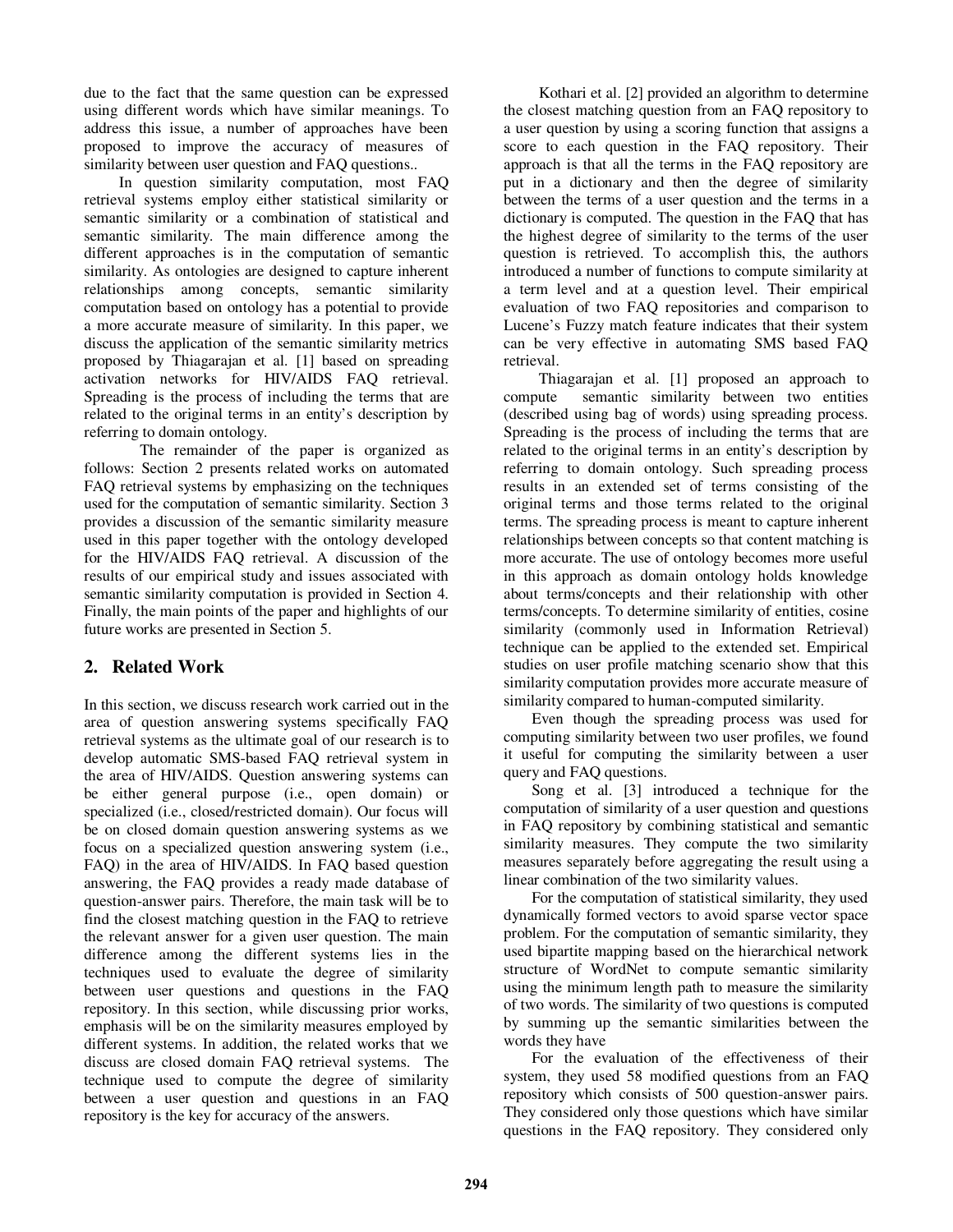due to the fact that the same question can be expressed using different words which have similar meanings. To address this issue, a number of approaches have been proposed to improve the accuracy of measures of similarity between user question and FAQ questions..

In question similarity computation, most FAQ retrieval systems employ either statistical similarity or semantic similarity or a combination of statistical and semantic similarity. The main difference among the different approaches is in the computation of semantic similarity. As ontologies are designed to capture inherent relationships among concepts, semantic similarity computation based on ontology has a potential to provide a more accurate measure of similarity. In this paper, we discuss the application of the semantic similarity metrics proposed by Thiagarajan et al. [1] based on spreading activation networks for HIV/AIDS FAQ retrieval. Spreading is the process of including the terms that are related to the original terms in an entity's description by referring to domain ontology.

The remainder of the paper is organized as follows: Section 2 presents related works on automated FAQ retrieval systems by emphasizing on the techniques used for the computation of semantic similarity. Section 3 provides a discussion of the semantic similarity measure used in this paper together with the ontology developed for the HIV/AIDS FAQ retrieval. A discussion of the results of our empirical study and issues associated with semantic similarity computation is provided in Section 4. Finally, the main points of the paper and highlights of our future works are presented in Section 5.

## 2. Related Work

In this section, we discuss research work carried out in the area of question answering systems specifically FAQ retrieval systems as the ultimate goal of our research is to develop automatic SMS-based FAQ retrieval system in the area of HIV/AIDS. Question answering systems can be either general purpose (i.e., open domain) or specialized (i.e., closed/restricted domain). Our focus will be on closed domain question answering systems as we focus on a specialized question answering system (i.e., FAQ) in the area of HIV/AIDS. In FAQ based question answering, the FAQ provides a ready made database of question-answer pairs. Therefore, the main task will be to find the closest matching question in the FAQ to retrieve the relevant answer for a given user question. The main difference among the different systems lies in the techniques used to evaluate the degree of similarity between user questions and questions in the FAQ repository. In this section, while discussing prior works, emphasis will be on the similarity measures employed by different systems. In addition, the related works that we discuss are closed domain FAQ retrieval systems. The technique used to compute the degree of similarity between a user question and questions in an FAQ repository is the key for accuracy of the answers.

Kothari et al. [2] provided an algorithm to determine the closest matching question from an FAQ repository to a user question by using a scoring function that assigns a score to each question in the FAQ repository. Their approach is that all the terms in the FAQ repository are put in a dictionary and then the degree of similarity between the terms of a user question and the terms in a dictionary is computed. The question in the FAQ that has the highest degree of similarity to the terms of the user question is retrieved. To accomplish this, the authors introduced a number of functions to compute similarity at a term level and at a question level. Their empirical evaluation of two FAQ repositories and comparison to Lucene's Fuzzy match feature indicates that their system can be very effective in automating SMS based FAQ retrieval.

Thiagarajan et al. [1] proposed an approach to compute semantic similarity between two entities (described using bag of words) using spreading process. Spreading is the process of including the terms that are related to the original terms in an entity's description by referring to domain ontology. Such spreading process results in an extended set of terms consisting of the original terms and those terms related to the original terms. The spreading process is meant to capture inherent relationships between concepts so that content matching is more accurate. The use of ontology becomes more useful in this approach as domain ontology holds knowledge about terms/concepts and their relationship with other terms/concepts. To determine similarity of entities, cosine similarity (commonly used in Information Retrieval) technique can be applied to the extended set. Empirical studies on user profile matching scenario show that this similarity computation provides more accurate measure of similarity compared to human-computed similarity.

Even though the spreading process was used for computing similarity between two user profiles, we found it useful for computing the similarity between a user query and FAQ questions.

Song et al. [3] introduced a technique for the computation of similarity of a user question and questions in FAQ repository by combining statistical and semantic similarity measures. They compute the two similarity measures separately before aggregating the result using a linear combination of the two similarity values.

For the computation of statistical similarity, they used dynamically formed vectors to avoid sparse vector space problem. For the computation of semantic similarity, they used bipartite mapping based on the hierarchical network structure of WordNet to compute semantic similarity using the minimum length path to measure the similarity of two words. The similarity of two questions is computed by summing up the semantic similarities between the words they have

For the evaluation of the effectiveness of their system, they used 58 modified questions from an FAQ repository which consists of 500 question-answer pairs. They considered only those questions which have similar questions in the FAQ repository. They considered only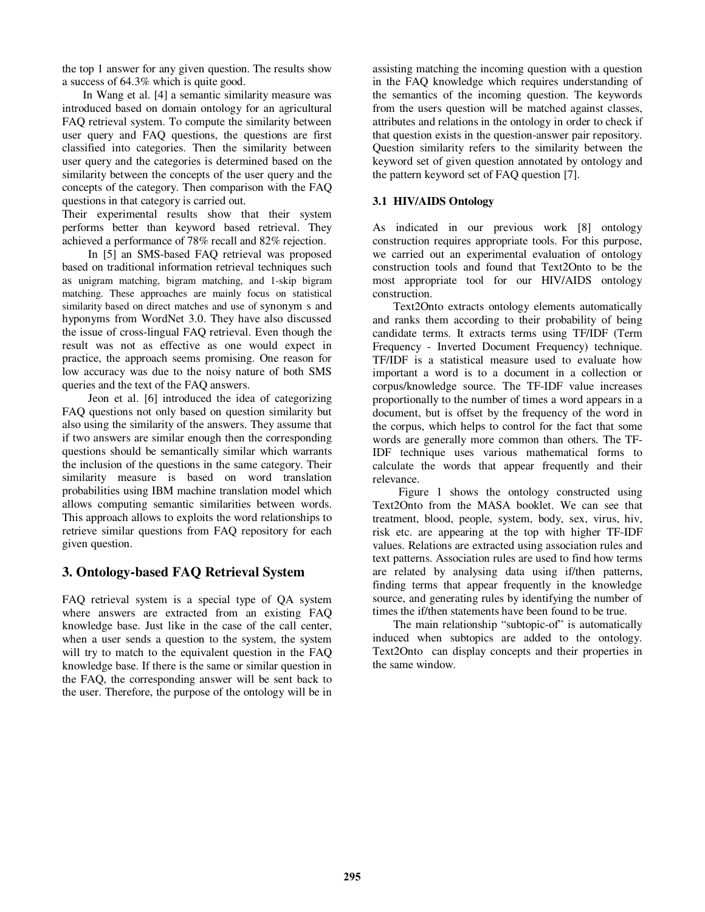the top 1 answer for any given question. The results show a success of 64.3% which is quite good.

In Wang et al. [4] a semantic similarity measure was introduced based on domain ontology for an agricultural FAQ retrieval system. To compute the similarity between user query and FAQ questions, the questions are first classified into categories. Then the similarity between user query and the categories is determined based on the similarity between the concepts of the user query and the concepts of the category. Then comparison with the FAQ questions in that category is carried out.
Their experimental results show that their system performs better than keyword based retrieval. They achieved a performance of 78% recall and 82% rejection.

In [5] an SMS-based FAQ retrieval was proposed based on traditional information retrieval techniques such as unigram matching, bigram matching, and 1-skip bigram matching. These approaches are mainly focus on statistical similarity based on direct matches and use of synonym s and hyponyms from WordNet 3.0. They have also discussed the issue of cross-lingual FAQ retrieval. Even though the result was not as effective as one would expect in practice, the approach seems promising. One reason for low accuracy was due to the noisy nature of both SMS queries and the text of the FAQ answers.

Jeon et al. [6] introduced the idea of categorizing FAQ questions not only based on question similarity but also using the similarity of the answers. They assume that if two answers are similar enough then the corresponding questions should be semantically similar which warrants the inclusion of the questions in the same category. Their similarity measure is based on word translation probabilities using IBM machine translation model which allows computing semantic similarities between words. This approach allows to exploits the word relationships to retrieve similar questions from FAQ repository for each given question.

## 3. Ontology-based FAQ Retrieval System

FAQ retrieval system is a special type of QA system where answers are extracted from an existing FAQ knowledge base. Just like in the case of the call center, when a user sends a question to the system, the system will try to match to the equivalent question in the FAQ knowledge base. If there is the same or similar question in the FAQ, the corresponding answer will be sent back to the user. Therefore, the purpose of the ontology will be in assisting matching the incoming question with a question in the FAQ knowledge which requires understanding of the semantics of the incoming question. The keywords from the users question will be matched against classes, attributes and relations in the ontology in order to check if that question exists in the question-answer pair repository. Question similarity refers to the similarity between the keyword set of given question annotated by ontology and the pattern keyword set of FAQ question [7].

### 3.1 HIV/AIDS Ontology

As indicated in our previous work [8] ontology construction requires appropriate tools. For this purpose, we carried out an experimental evaluation of ontology construction tools and found that Text2Onto to be the most appropriate tool for our HIV/AIDS ontology construction.

Text2Onto extracts ontology elements automatically and ranks them according to their probability of being candidate terms. It extracts terms using TF/IDF (Term Frequency - Inverted Document Frequency) technique. TF/IDF is a statistical measure used to evaluate how important a word is to a document in a collection or corpus/knowledge source. The TF-IDF value increases proportionally to the number of times a word appears in a document, but is offset by the frequency of the word in the corpus, which helps to control for the fact that some words are generally more common than others. The TF-IDF technique uses various mathematical forms to calculate the words that appear frequently and their relevance.

Figure 1 shows the ontology constructed using Text2Onto from the MASA booklet. We can see that treatment, blood, people, system, body, sex, virus, hiv, risk etc. are appearing at the top with higher TF-IDF values. Relations are extracted using association rules and text patterns. Association rules are used to find how terms are related by analysing data using if/then patterns, finding terms that appear frequently in the knowledge source, and generating rules by identifying the number of times the if/then statements have been found to be true.

The main relationship "subtopic-of" is automatically induced when subtopics are added to the ontology. Text2Onto can display concepts and their properties in the same window.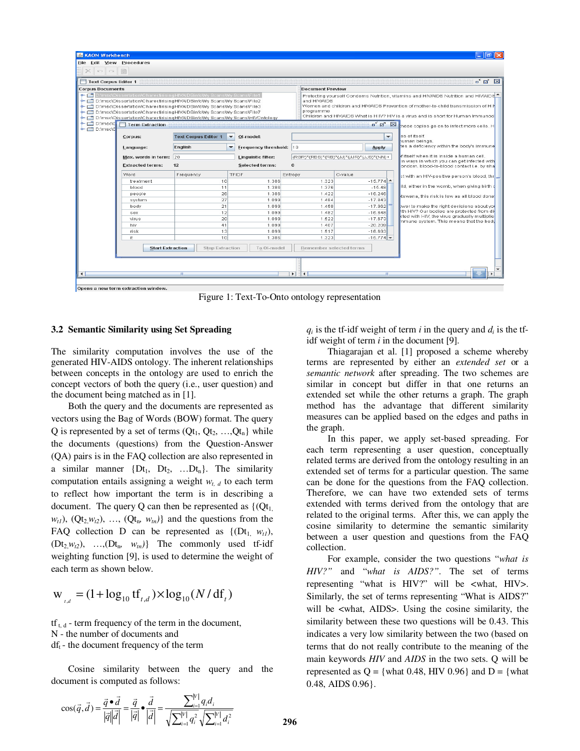Figure 1: Text-To-Onto ontology representation

### 3.2 Semantic Similarity using Set Spreading

The similarity computation involves the use of the generated HIV-AIDS ontology. The inherent relationships between concepts in the ontology are used to enrich the concept vectors of both the query (i.e., user question) and the document being matched as in [1].

Both the query and the documents are represented as vectors using the Bag of Words (BOW) format. The query Q is represented by a set of terms ($Qt_1$, $Qt_2$, …,$Qt_n$} while the documents (questions) from the Question-Answer (QA) pairs is in the FAQ collection are also represented in a similar manner {$Dt_1$, $Dt_2$, …$Dt_n$}. The similarity computation entails assigning a weight $w_{t,\,d}$ to each term to reflect how important the term is in describing a document. The query Q can then be represented as {($Qt_1$, $w_{t1}$), ($Qt_2$,$w_{t2}$), …, ($Qt_n$, $w_{tn}$)} and the questions from the FAQ collection D can be represented as {($Dt_1$, $w_{t1}$), ($Dt_2$,$w_{t2}$), …,($Dt_n$, $w_{tn}$)} The commonly used tf-idf weighting function [9], is used to determine the weight of each term as shown below.

$$w_{t,d} = (1 + \log_{10} \mathrm{tf}_{t,d}) \times \log_{10}(N / \mathrm{df}_t)$$

$\mathrm{tf}_{t,\,d}$ - term frequency of the term in the document,
N - the number of documents and
$\mathrm{df}_t$ - the document frequency of the term

Cosine similarity between the query and the document is computed as follows:

$$\cos(\vec{q}, \vec{d}) = \frac{\vec{q} \bullet \vec{d}}{|\vec{q}||\vec{d}|} = \frac{\vec{q}}{|\vec{q}|} \bullet \frac{\vec{d}}{|\vec{d}|} = \frac{\sum_{i=1}^{|V|} q_i d_i}{\sqrt{\sum_{i=1}^{|V|} q_i^2}\sqrt{\sum_{i=1}^{|V|} d_i^2}}$$

$q_i$ is the tf-idf weight of term $i$ in the query and $d_i$ is the tf-idf weight of term $i$ in the document [9].

Thiagarajan et al. [1] proposed a scheme whereby terms are represented by either an *extended set* or a *semantic network* after spreading. The two schemes are similar in concept but differ in that one returns an extended set while the other returns a graph. The graph method has the advantage that different similarity measures can be applied based on the edges and paths in the graph.

In this paper, we apply set-based spreading. For each term representing a user question, conceptually related terms are derived from the ontology resulting in an extended set of terms for a particular question. The same can be done for the questions from the FAQ collection. Therefore, we can have two extended sets of terms extended with terms derived from the ontology that are related to the original terms. After this, we can apply the cosine similarity to determine the semantic similarity between a user question and questions from the FAQ collection.

For example, consider the two questions "*what is HIV?*" and "*what is AIDS?*". The set of terms representing "what is HIV?" will be <what, HIV>. Similarly, the set of terms representing "What is AIDS?" will be <what, AIDS>. Using the cosine similarity, the similarity between these two questions will be 0.43. This indicates a very low similarity between the two (based on terms that do not really contribute to the meaning of the main keywords *HIV* and *AIDS* in the two sets. Q will be represented as Q = {what 0.48, HIV 0.96} and D = {what 0.48, AIDS 0.96}.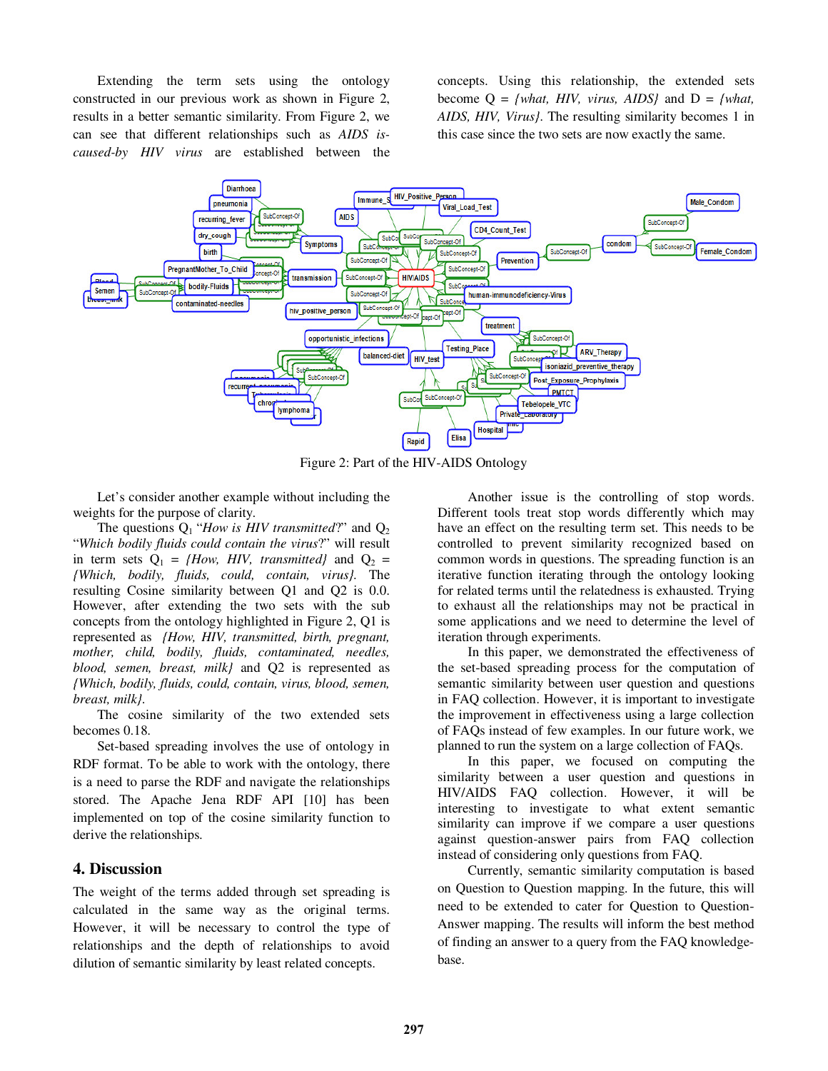Extending the term sets using the ontology constructed in our previous work as shown in Figure 2, results in a better semantic similarity. From Figure 2, we can see that different relationships such as *AIDS is-caused-by HIV virus* are established between the concepts. Using this relationship, the extended sets become Q = *{what, HIV, virus, AIDS}* and D = *{what, AIDS, HIV, Virus}*. The resulting similarity becomes 1 in this case since the two sets are now exactly the same.

Figure 2: Part of the HIV-AIDS Ontology

Let's consider another example without including the weights for the purpose of clarity.

The questions $Q_1$ "*How is HIV transmitted*?" and $Q_2$ "*Which bodily fluids could contain the virus*?" will result in term sets $Q_1$ = *{How, HIV, transmitted}* and $Q_2$ = *{Which, bodily, fluids, could, contain, virus}*. The resulting Cosine similarity between Q1 and Q2 is 0.0. However, after extending the two sets with the sub concepts from the ontology highlighted in Figure 2, Q1 is represented as *{How, HIV, transmitted, birth, pregnant, mother, child, bodily, fluids, contaminated, needles, blood, semen, breast, milk}* and Q2 is represented as *{Which, bodily, fluids, could, contain, virus, blood, semen, breast, milk}*.

The cosine similarity of the two extended sets becomes 0.18.

Set-based spreading involves the use of ontology in RDF format. To be able to work with the ontology, there is a need to parse the RDF and navigate the relationships stored. The Apache Jena RDF API [10] has been implemented on top of the cosine similarity function to derive the relationships.

## 4. Discussion

The weight of the terms added through set spreading is calculated in the same way as the original terms. However, it will be necessary to control the type of relationships and the depth of relationships to avoid dilution of semantic similarity by least related concepts.

Another issue is the controlling of stop words. Different tools treat stop words differently which may have an effect on the resulting term set. This needs to be controlled to prevent similarity recognized based on common words in questions. The spreading function is an iterative function iterating through the ontology looking for related terms until the relatedness is exhausted. Trying to exhaust all the relationships may not be practical in some applications and we need to determine the level of iteration through experiments.

In this paper, we demonstrated the effectiveness of the set-based spreading process for the computation of semantic similarity between user question and questions in FAQ collection. However, it is important to investigate the improvement in effectiveness using a large collection of FAQs instead of few examples. In our future work, we planned to run the system on a large collection of FAQs.

In this paper, we focused on computing the similarity between a user question and questions in HIV/AIDS FAQ collection. However, it will be interesting to investigate to what extent semantic similarity can improve if we compare a user questions against question-answer pairs from FAQ collection instead of considering only questions from FAQ.

Currently, semantic similarity computation is based on Question to Question mapping. In the future, this will need to be extended to cater for Question to Question-Answer mapping. The results will inform the best method of finding an answer to a query from the FAQ knowledge-base.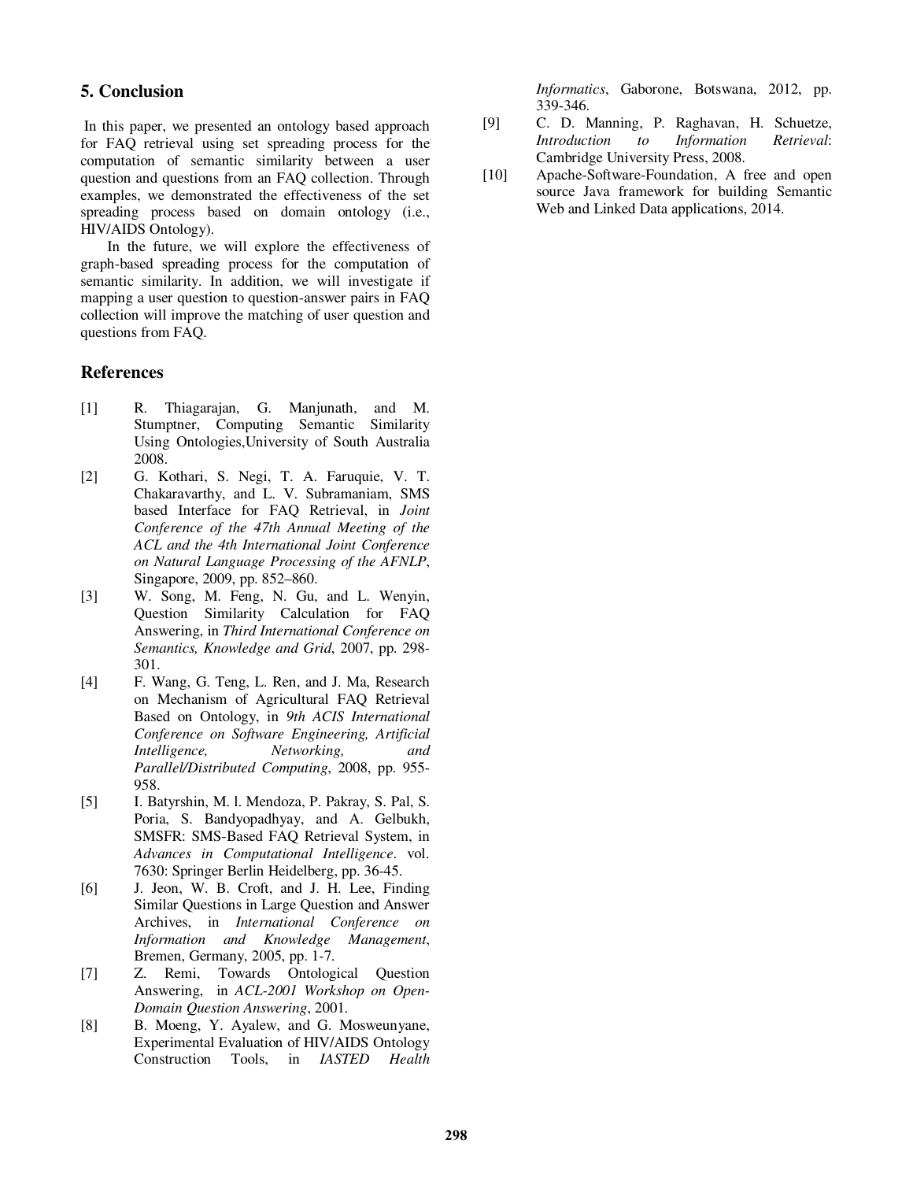## 5. Conclusion

In this paper, we presented an ontology based approach for FAQ retrieval using set spreading process for the computation of semantic similarity between a user question and questions from an FAQ collection. Through examples, we demonstrated the effectiveness of the set spreading process based on domain ontology (i.e., HIV/AIDS Ontology).

In the future, we will explore the effectiveness of graph-based spreading process for the computation of semantic similarity. In addition, we will investigate if mapping a user question to question-answer pairs in FAQ collection will improve the matching of user question and questions from FAQ.

## References

[1] R. Thiagarajan, G. Manjunath, and M. Stumptner, Computing Semantic Similarity Using Ontologies,University of South Australia 2008.

[2] G. Kothari, S. Negi, T. A. Faruquie, V. T. Chakaravarthy, and L. V. Subramaniam, SMS based Interface for FAQ Retrieval, in *Joint Conference of the 47th Annual Meeting of the ACL and the 4th International Joint Conference on Natural Language Processing of the AFNLP*, Singapore, 2009, pp. 852–860.

[3] W. Song, M. Feng, N. Gu, and L. Wenyin, Question Similarity Calculation for FAQ Answering, in *Third International Conference on Semantics, Knowledge and Grid*, 2007, pp. 298-301.

[4] F. Wang, G. Teng, L. Ren, and J. Ma, Research on Mechanism of Agricultural FAQ Retrieval Based on Ontology, in *9th ACIS International Conference on Software Engineering, Artificial Intelligence, Networking, and Parallel/Distributed Computing*, 2008, pp. 955-958.

[5] I. Batyrshin, M. l. Mendoza, P. Pakray, S. Pal, S. Poria, S. Bandyopadhyay, and A. Gelbukh, SMSFR: SMS-Based FAQ Retrieval System, in *Advances in Computational Intelligence*. vol. 7630: Springer Berlin Heidelberg, pp. 36-45.

[6] J. Jeon, W. B. Croft, and J. H. Lee, Finding Similar Questions in Large Question and Answer Archives, in *International Conference on Information and Knowledge Management*, Bremen, Germany, 2005, pp. 1-7.

[7] Z. Remi, Towards Ontological Question Answering, in *ACL-2001 Workshop on Open-Domain Question Answering*, 2001.

[8] B. Moeng, Y. Ayalew, and G. Mosweunyane, Experimental Evaluation of HIV/AIDS Ontology Construction Tools, in *IASTED Health Informatics*, Gaborone, Botswana, 2012, pp. 339-346.

[9] C. D. Manning, P. Raghavan, H. Schuetze, *Introduction to Information Retrieval*: Cambridge University Press, 2008.

[10] Apache-Software-Foundation, A free and open source Java framework for building Semantic Web and Linked Data applications, 2014.